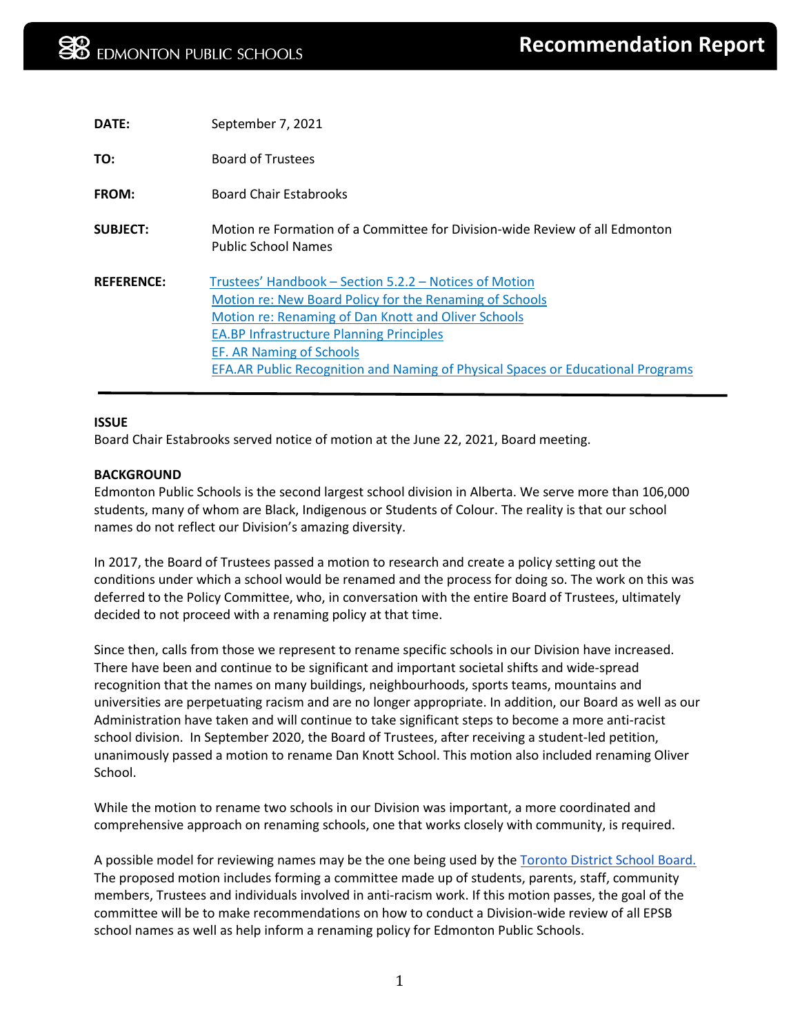EDMONTON PUBLIC SCHOOLS

# Recommendation Report

| | |
|---|---|
| **DATE:** | September 7, 2021 |
| **TO:** | Board of Trustees |
| **FROM:** | Board Chair Estabrooks |
| **SUBJECT:** | Motion re Formation of a Committee for Division-wide Review of all Edmonton Public School Names |
| **REFERENCE:** | Trustees' Handbook – Section 5.2.2 – Notices of Motion<br>Motion re: New Board Policy for the Renaming of Schools<br>Motion re: Renaming of Dan Knott and Oliver Schools<br>EA.BP Infrastructure Planning Principles<br>EF. AR Naming of Schools<br>EFA.AR Public Recognition and Naming of Physical Spaces or Educational Programs |

---

**ISSUE**

Board Chair Estabrooks served notice of motion at the June 22, 2021, Board meeting.

**BACKGROUND**

Edmonton Public Schools is the second largest school division in Alberta. We serve more than 106,000 students, many of whom are Black, Indigenous or Students of Colour. The reality is that our school names do not reflect our Division's amazing diversity.

In 2017, the Board of Trustees passed a motion to research and create a policy setting out the conditions under which a school would be renamed and the process for doing so. The work on this was deferred to the Policy Committee, who, in conversation with the entire Board of Trustees, ultimately decided to not proceed with a renaming policy at that time.

Since then, calls from those we represent to rename specific schools in our Division have increased. There have been and continue to be significant and important societal shifts and wide-spread recognition that the names on many buildings, neighbourhoods, sports teams, mountains and universities are perpetuating racism and are no longer appropriate. In addition, our Board as well as our Administration have taken and will continue to take significant steps to become a more anti-racist school division. In September 2020, the Board of Trustees, after receiving a student-led petition, unanimously passed a motion to rename Dan Knott School. This motion also included renaming Oliver School.

While the motion to rename two schools in our Division was important, a more coordinated and comprehensive approach on renaming schools, one that works closely with community, is required.

A possible model for reviewing names may be the one being used by the Toronto District School Board. The proposed motion includes forming a committee made up of students, parents, staff, community members, Trustees and individuals involved in anti-racism work. If this motion passes, the goal of the committee will be to make recommendations on how to conduct a Division-wide review of all EPSB school names as well as help inform a renaming policy for Edmonton Public Schools.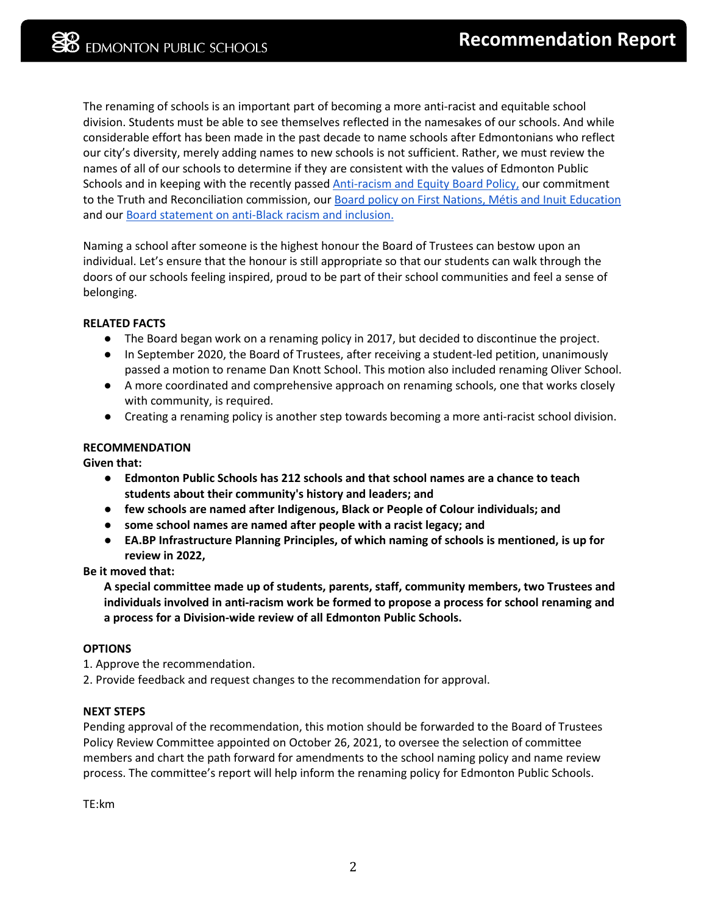The renaming of schools is an important part of becoming a more anti-racist and equitable school division. Students must be able to see themselves reflected in the namesakes of our schools. And while considerable effort has been made in the past decade to name schools after Edmontonians who reflect our city's diversity, merely adding names to new schools is not sufficient. Rather, we must review the names of all of our schools to determine if they are consistent with the values of Edmonton Public Schools and in keeping with the recently passed Anti-racism and Equity Board Policy, our commitment to the Truth and Reconciliation commission, our Board policy on First Nations, Métis and Inuit Education and our Board statement on anti-Black racism and inclusion.

Naming a school after someone is the highest honour the Board of Trustees can bestow upon an individual. Let's ensure that the honour is still appropriate so that our students can walk through the doors of our schools feeling inspired, proud to be part of their school communities and feel a sense of belonging.

**RELATED FACTS**

- The Board began work on a renaming policy in 2017, but decided to discontinue the project.
- In September 2020, the Board of Trustees, after receiving a student-led petition, unanimously passed a motion to rename Dan Knott School. This motion also included renaming Oliver School.
- A more coordinated and comprehensive approach on renaming schools, one that works closely with community, is required.
- Creating a renaming policy is another step towards becoming a more anti-racist school division.

**RECOMMENDATION**

**Given that:**

- **Edmonton Public Schools has 212 schools and that school names are a chance to teach students about their community's history and leaders; and**
- **few schools are named after Indigenous, Black or People of Colour individuals; and**
- **some school names are named after people with a racist legacy; and**
- **EA.BP Infrastructure Planning Principles, of which naming of schools is mentioned, is up for review in 2022,**

**Be it moved that:**

**A special committee made up of students, parents, staff, community members, two Trustees and individuals involved in anti-racism work be formed to propose a process for school renaming and a process for a Division-wide review of all Edmonton Public Schools.**

**OPTIONS**

1. Approve the recommendation.
2. Provide feedback and request changes to the recommendation for approval.

**NEXT STEPS**

Pending approval of the recommendation, this motion should be forwarded to the Board of Trustees Policy Review Committee appointed on October 26, 2021, to oversee the selection of committee members and chart the path forward for amendments to the school naming policy and name review process. The committee's report will help inform the renaming policy for Edmonton Public Schools.

TE:km